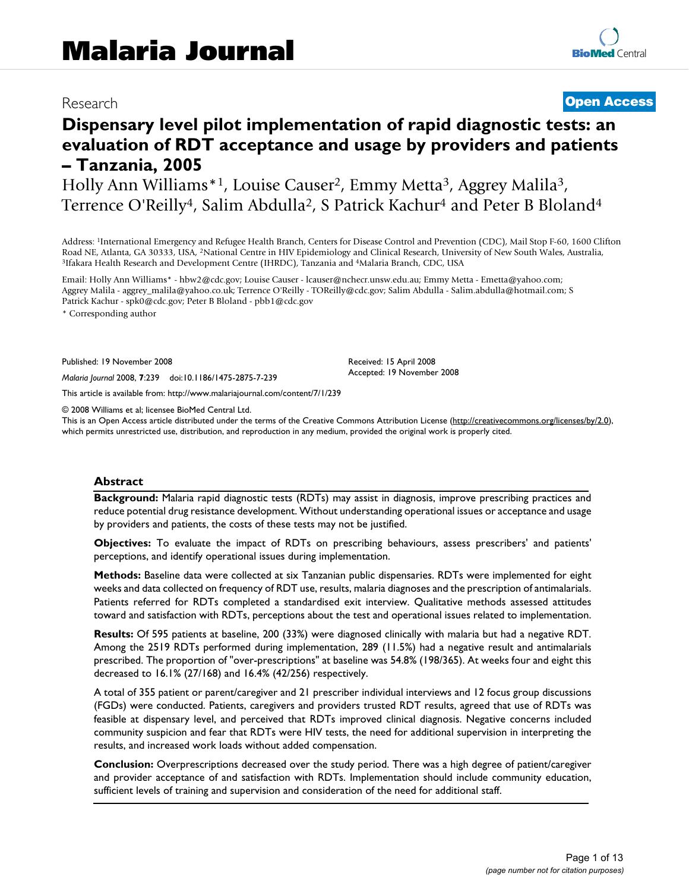# Malaria Journal

Research

**Open Access**

# Dispensary level pilot implementation of rapid diagnostic tests: an evaluation of RDT acceptance and usage by providers and patients – Tanzania, 2005

Holly Ann Williams*[1], Louise Causer[2], Emmy Metta[3], Aggrey Malila[3], Terrence O'Reilly[4], Salim Abdulla[2], S Patrick Kachur[4] and Peter B Bloland[4]

Address: [1]International Emergency and Refugee Health Branch, Centers for Disease Control and Prevention (CDC), Mail Stop F-60, 1600 Clifton Road NE, Atlanta, GA 30333, USA, [2]National Centre in HIV Epidemiology and Clinical Research, University of New South Wales, Australia, [3]Ifakara Health Research and Development Centre (IHRDC), Tanzania and [4]Malaria Branch, CDC, USA

Email: Holly Ann Williams* - hbw2@cdc.gov; Louise Causer - lcauser@nchecr.unsw.edu.au; Emmy Metta - Emetta@yahoo.com; Aggrey Malila - aggrey_malila@yahoo.co.uk; Terrence O'Reilly - TOReilly@cdc.gov; Salim Abdulla - Salim.abdulla@hotmail.com; S Patrick Kachur - spk0@cdc.gov; Peter B Bloland - pbb1@cdc.gov

\* Corresponding author

Published: 19 November 2008

*Malaria Journal* 2008, **7**:239 doi:10.1186/1475-2875-7-239

Received: 15 April 2008
Accepted: 19 November 2008

This article is available from: http://www.malariajournal.com/content/7/1/239

© 2008 Williams et al; licensee BioMed Central Ltd.
This is an Open Access article distributed under the terms of the Creative Commons Attribution License (http://creativecommons.org/licenses/by/2.0), which permits unrestricted use, distribution, and reproduction in any medium, provided the original work is properly cited.

## Abstract

**Background:** Malaria rapid diagnostic tests (RDTs) may assist in diagnosis, improve prescribing practices and reduce potential drug resistance development. Without understanding operational issues or acceptance and usage by providers and patients, the costs of these tests may not be justified.

**Objectives:** To evaluate the impact of RDTs on prescribing behaviours, assess prescribers' and patients' perceptions, and identify operational issues during implementation.

**Methods:** Baseline data were collected at six Tanzanian public dispensaries. RDTs were implemented for eight weeks and data collected on frequency of RDT use, results, malaria diagnoses and the prescription of antimalarials. Patients referred for RDTs completed a standardised exit interview. Qualitative methods assessed attitudes toward and satisfaction with RDTs, perceptions about the test and operational issues related to implementation.

**Results:** Of 595 patients at baseline, 200 (33%) were diagnosed clinically with malaria but had a negative RDT. Among the 2519 RDTs performed during implementation, 289 (11.5%) had a negative result and antimalarials prescribed. The proportion of "over-prescriptions" at baseline was 54.8% (198/365). At weeks four and eight this decreased to 16.1% (27/168) and 16.4% (42/256) respectively.

A total of 355 patient or parent/caregiver and 21 prescriber individual interviews and 12 focus group discussions (FGDs) were conducted. Patients, caregivers and providers trusted RDT results, agreed that use of RDTs was feasible at dispensary level, and perceived that RDTs improved clinical diagnosis. Negative concerns included community suspicion and fear that RDTs were HIV tests, the need for additional supervision in interpreting the results, and increased work loads without added compensation.

**Conclusion:** Overprescriptions decreased over the study period. There was a high degree of patient/caregiver and provider acceptance of and satisfaction with RDTs. Implementation should include community education, sufficient levels of training and supervision and consideration of the need for additional staff.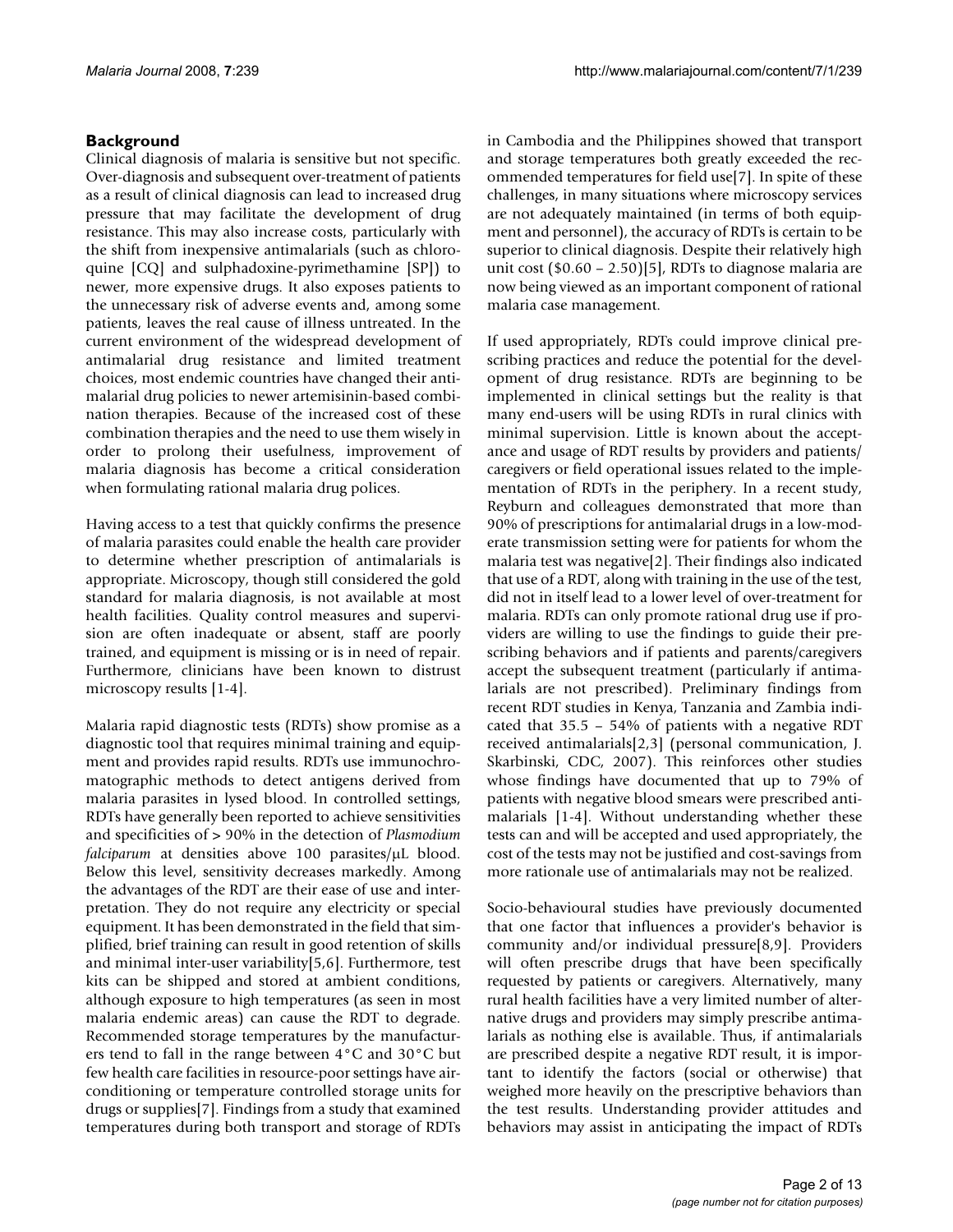## Background

Clinical diagnosis of malaria is sensitive but not specific. Over-diagnosis and subsequent over-treatment of patients as a result of clinical diagnosis can lead to increased drug pressure that may facilitate the development of drug resistance. This may also increase costs, particularly with the shift from inexpensive antimalarials (such as chloroquine [CQ] and sulphadoxine-pyrimethamine [SP]) to newer, more expensive drugs. It also exposes patients to the unnecessary risk of adverse events and, among some patients, leaves the real cause of illness untreated. In the current environment of the widespread development of antimalarial drug resistance and limited treatment choices, most endemic countries have changed their antimalarial drug policies to newer artemisinin-based combination therapies. Because of the increased cost of these combination therapies and the need to use them wisely in order to prolong their usefulness, improvement of malaria diagnosis has become a critical consideration when formulating rational malaria drug polices.

Having access to a test that quickly confirms the presence of malaria parasites could enable the health care provider to determine whether prescription of antimalarials is appropriate. Microscopy, though still considered the gold standard for malaria diagnosis, is not available at most health facilities. Quality control measures and supervision are often inadequate or absent, staff are poorly trained, and equipment is missing or is in need of repair. Furthermore, clinicians have been known to distrust microscopy results [1-4].

Malaria rapid diagnostic tests (RDTs) show promise as a diagnostic tool that requires minimal training and equipment and provides rapid results. RDTs use immunochromatographic methods to detect antigens derived from malaria parasites in lysed blood. In controlled settings, RDTs have generally been reported to achieve sensitivities and specificities of > 90% in the detection of *Plasmodium falciparum* at densities above 100 parasites/μL blood. Below this level, sensitivity decreases markedly. Among the advantages of the RDT are their ease of use and interpretation. They do not require any electricity or special equipment. It has been demonstrated in the field that simplified, brief training can result in good retention of skills and minimal inter-user variability[5,6]. Furthermore, test kits can be shipped and stored at ambient conditions, although exposure to high temperatures (as seen in most malaria endemic areas) can cause the RDT to degrade. Recommended storage temperatures by the manufacturers tend to fall in the range between 4°C and 30°C but few health care facilities in resource-poor settings have air-conditioning or temperature controlled storage units for drugs or supplies[7]. Findings from a study that examined temperatures during both transport and storage of RDTs in Cambodia and the Philippines showed that transport and storage temperatures both greatly exceeded the recommended temperatures for field use[7]. In spite of these challenges, in many situations where microscopy services are not adequately maintained (in terms of both equipment and personnel), the accuracy of RDTs is certain to be superior to clinical diagnosis. Despite their relatively high unit cost ($0.60 – 2.50)[5], RDTs to diagnose malaria are now being viewed as an important component of rational malaria case management.

If used appropriately, RDTs could improve clinical prescribing practices and reduce the potential for the development of drug resistance. RDTs are beginning to be implemented in clinical settings but the reality is that many end-users will be using RDTs in rural clinics with minimal supervision. Little is known about the acceptance and usage of RDT results by providers and patients/caregivers or field operational issues related to the implementation of RDTs in the periphery. In a recent study, Reyburn and colleagues demonstrated that more than 90% of prescriptions for antimalarial drugs in a low-moderate transmission setting were for patients for whom the malaria test was negative[2]. Their findings also indicated that use of a RDT, along with training in the use of the test, did not in itself lead to a lower level of over-treatment for malaria. RDTs can only promote rational drug use if providers are willing to use the findings to guide their prescribing behaviors and if patients and parents/caregivers accept the subsequent treatment (particularly if antimalarials are not prescribed). Preliminary findings from recent RDT studies in Kenya, Tanzania and Zambia indicated that 35.5 – 54% of patients with a negative RDT received antimalarials[2,3] (personal communication, J. Skarbinski, CDC, 2007). This reinforces other studies whose findings have documented that up to 79% of patients with negative blood smears were prescribed antimalarials [1-4]. Without understanding whether these tests can and will be accepted and used appropriately, the cost of the tests may not be justified and cost-savings from more rationale use of antimalarials may not be realized.

Socio-behavioural studies have previously documented that one factor that influences a provider's behavior is community and/or individual pressure[8,9]. Providers will often prescribe drugs that have been specifically requested by patients or caregivers. Alternatively, many rural health facilities have a very limited number of alternative drugs and providers may simply prescribe antimalarials as nothing else is available. Thus, if antimalarials are prescribed despite a negative RDT result, it is important to identify the factors (social or otherwise) that weighed more heavily on the prescriptive behaviors than the test results. Understanding provider attitudes and behaviors may assist in anticipating the impact of RDTs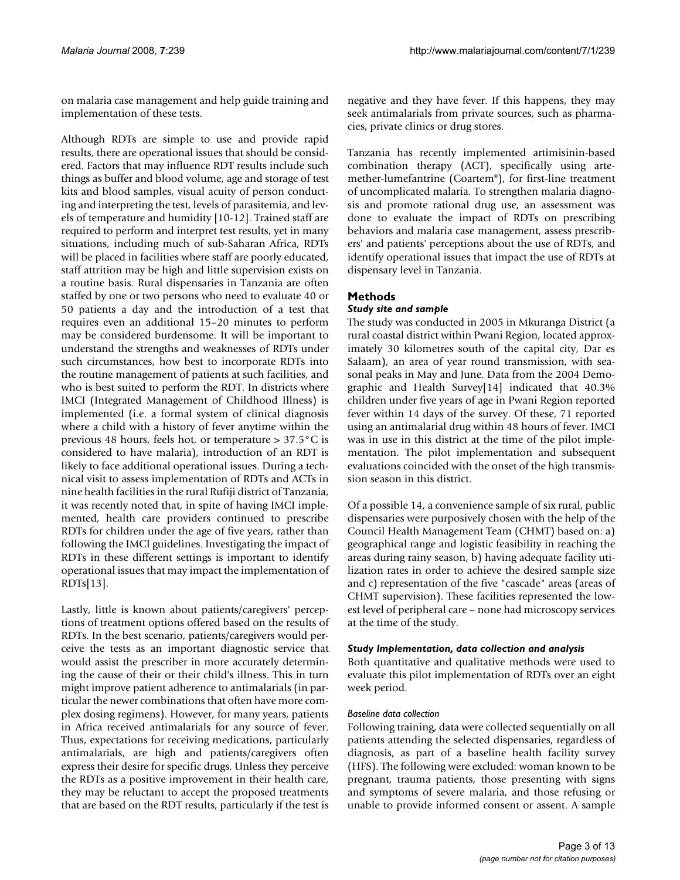on malaria case management and help guide training and implementation of these tests.

Although RDTs are simple to use and provide rapid results, there are operational issues that should be considered. Factors that may influence RDT results include such things as buffer and blood volume, age and storage of test kits and blood samples, visual acuity of person conducting and interpreting the test, levels of parasitemia, and levels of temperature and humidity [10-12]. Trained staff are required to perform and interpret test results, yet in many situations, including much of sub-Saharan Africa, RDTs will be placed in facilities where staff are poorly educated, staff attrition may be high and little supervision exists on a routine basis. Rural dispensaries in Tanzania are often staffed by one or two persons who need to evaluate 40 or 50 patients a day and the introduction of a test that requires even an additional 15–20 minutes to perform may be considered burdensome. It will be important to understand the strengths and weaknesses of RDTs under such circumstances, how best to incorporate RDTs into the routine management of patients at such facilities, and who is best suited to perform the RDT. In districts where IMCI (Integrated Management of Childhood Illness) is implemented (i.e. a formal system of clinical diagnosis where a child with a history of fever anytime within the previous 48 hours, feels hot, or temperature > 37.5°C is considered to have malaria), introduction of an RDT is likely to face additional operational issues. During a technical visit to assess implementation of RDTs and ACTs in nine health facilities in the rural Rufiji district of Tanzania, it was recently noted that, in spite of having IMCI implemented, health care providers continued to prescribe RDTs for children under the age of five years, rather than following the IMCI guidelines. Investigating the impact of RDTs in these different settings is important to identify operational issues that may impact the implementation of RDTs[13].

Lastly, little is known about patients/caregivers' perceptions of treatment options offered based on the results of RDTs. In the best scenario, patients/caregivers would perceive the tests as an important diagnostic service that would assist the prescriber in more accurately determining the cause of their or their child's illness. This in turn might improve patient adherence to antimalarials (in particular the newer combinations that often have more complex dosing regimens). However, for many years, patients in Africa received antimalarials for any source of fever. Thus, expectations for receiving medications, particularly antimalarials, are high and patients/caregivers often express their desire for specific drugs. Unless they perceive the RDTs as a positive improvement in their health care, they may be reluctant to accept the proposed treatments that are based on the RDT results, particularly if the test is negative and they have fever. If this happens, they may seek antimalarials from private sources, such as pharmacies, private clinics or drug stores.

Tanzania has recently implemented artimisinin-based combination therapy (ACT), specifically using artemether-lumefantrine (Coartem®), for first-line treatment of uncomplicated malaria. To strengthen malaria diagnosis and promote rational drug use, an assessment was done to evaluate the impact of RDTs on prescribing behaviors and malaria case management, assess prescribers' and patients' perceptions about the use of RDTs, and identify operational issues that impact the use of RDTs at dispensary level in Tanzania.

## Methods

### *Study site and sample*

The study was conducted in 2005 in Mkuranga District (a rural coastal district within Pwani Region, located approximately 30 kilometres south of the capital city, Dar es Salaam), an area of year round transmission, with seasonal peaks in May and June. Data from the 2004 Demographic and Health Survey[14] indicated that 40.3% children under five years of age in Pwani Region reported fever within 14 days of the survey. Of these, 71 reported using an antimalarial drug within 48 hours of fever. IMCI was in use in this district at the time of the pilot implementation. The pilot implementation and subsequent evaluations coincided with the onset of the high transmission season in this district.

Of a possible 14, a convenience sample of six rural, public dispensaries were purposively chosen with the help of the Council Health Management Team (CHMT) based on: a) geographical range and logistic feasibility in reaching the areas during rainy season, b) having adequate facility utilization rates in order to achieve the desired sample size and c) representation of the five "cascade" areas (areas of CHMT supervision). These facilities represented the lowest level of peripheral care – none had microscopy services at the time of the study.

### *Study Implementation, data collection and analysis*

Both quantitative and qualitative methods were used to evaluate this pilot implementation of RDTs over an eight week period.

#### *Baseline data collection*

Following training, data were collected sequentially on all patients attending the selected dispensaries, regardless of diagnosis, as part of a baseline health facility survey (HFS). The following were excluded: woman known to be pregnant, trauma patients, those presenting with signs and symptoms of severe malaria, and those refusing or unable to provide informed consent or assent. A sample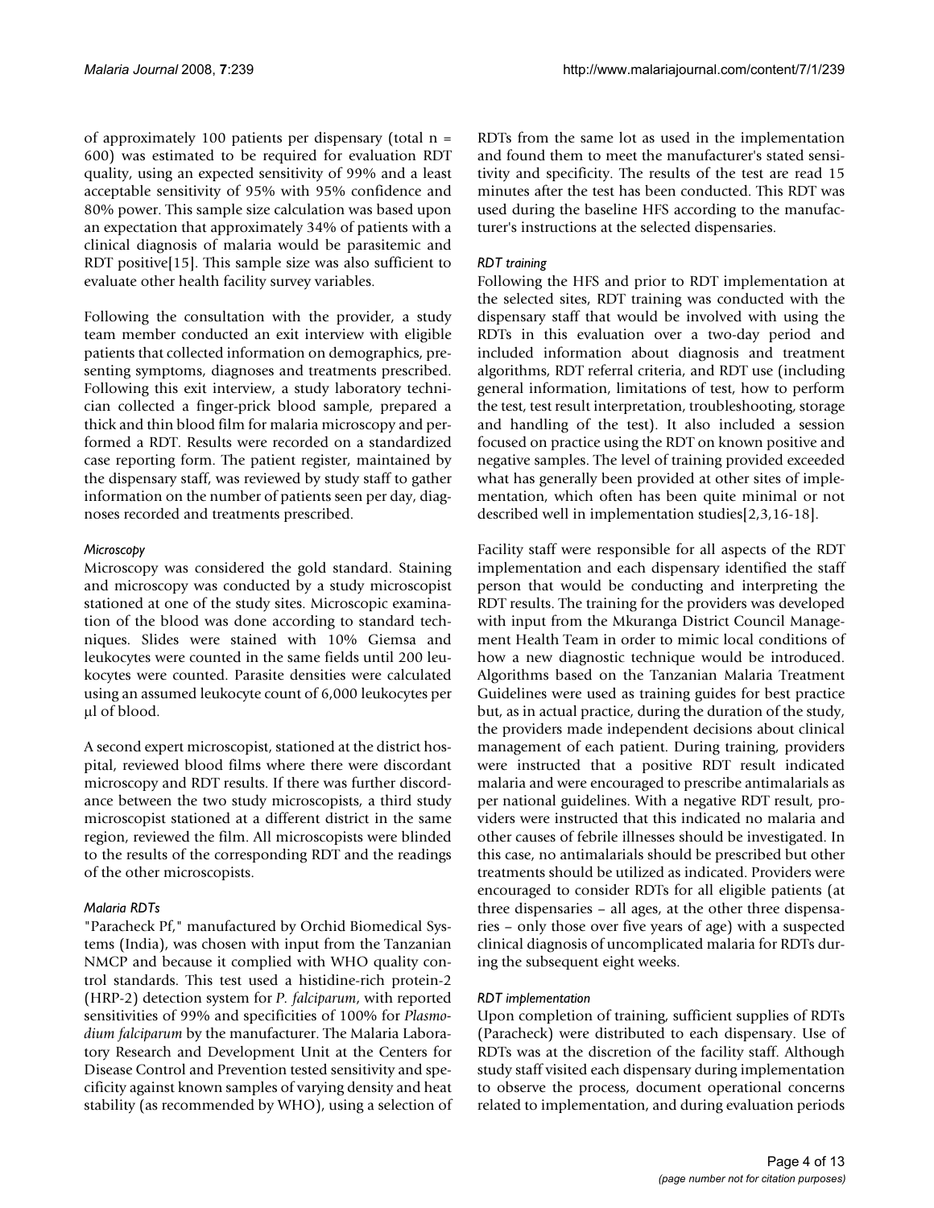of approximately 100 patients per dispensary (total n = 600) was estimated to be required for evaluation RDT quality, using an expected sensitivity of 99% and a least acceptable sensitivity of 95% with 95% confidence and 80% power. This sample size calculation was based upon an expectation that approximately 34% of patients with a clinical diagnosis of malaria would be parasitemic and RDT positive[15]. This sample size was also sufficient to evaluate other health facility survey variables.

Following the consultation with the provider, a study team member conducted an exit interview with eligible patients that collected information on demographics, presenting symptoms, diagnoses and treatments prescribed. Following this exit interview, a study laboratory technician collected a finger-prick blood sample, prepared a thick and thin blood film for malaria microscopy and performed a RDT. Results were recorded on a standardized case reporting form. The patient register, maintained by the dispensary staff, was reviewed by study staff to gather information on the number of patients seen per day, diagnoses recorded and treatments prescribed.

*Microscopy*

Microscopy was considered the gold standard. Staining and microscopy was conducted by a study microscopist stationed at one of the study sites. Microscopic examination of the blood was done according to standard techniques. Slides were stained with 10% Giemsa and leukocytes were counted in the same fields until 200 leukocytes were counted. Parasite densities were calculated using an assumed leukocyte count of 6,000 leukocytes per μl of blood.

A second expert microscopist, stationed at the district hospital, reviewed blood films where there were discordant microscopy and RDT results. If there was further discordance between the two study microscopists, a third study microscopist stationed at a different district in the same region, reviewed the film. All microscopists were blinded to the results of the corresponding RDT and the readings of the other microscopists.

*Malaria RDTs*

"Paracheck Pf," manufactured by Orchid Biomedical Systems (India), was chosen with input from the Tanzanian NMCP and because it complied with WHO quality control standards. This test used a histidine-rich protein-2 (HRP-2) detection system for *P. falciparum*, with reported sensitivities of 99% and specificities of 100% for *Plasmodium falciparum* by the manufacturer. The Malaria Laboratory Research and Development Unit at the Centers for Disease Control and Prevention tested sensitivity and specificity against known samples of varying density and heat stability (as recommended by WHO), using a selection of RDTs from the same lot as used in the implementation and found them to meet the manufacturer's stated sensitivity and specificity. The results of the test are read 15 minutes after the test has been conducted. This RDT was used during the baseline HFS according to the manufacturer's instructions at the selected dispensaries.

*RDT training*

Following the HFS and prior to RDT implementation at the selected sites, RDT training was conducted with the dispensary staff that would be involved with using the RDTs in this evaluation over a two-day period and included information about diagnosis and treatment algorithms, RDT referral criteria, and RDT use (including general information, limitations of test, how to perform the test, test result interpretation, troubleshooting, storage and handling of the test). It also included a session focused on practice using the RDT on known positive and negative samples. The level of training provided exceeded what has generally been provided at other sites of implementation, which often has been quite minimal or not described well in implementation studies[2,3,16-18].

Facility staff were responsible for all aspects of the RDT implementation and each dispensary identified the staff person that would be conducting and interpreting the RDT results. The training for the providers was developed with input from the Mkuranga District Council Management Health Team in order to mimic local conditions of how a new diagnostic technique would be introduced. Algorithms based on the Tanzanian Malaria Treatment Guidelines were used as training guides for best practice but, as in actual practice, during the duration of the study, the providers made independent decisions about clinical management of each patient. During training, providers were instructed that a positive RDT result indicated malaria and were encouraged to prescribe antimalarials as per national guidelines. With a negative RDT result, providers were instructed that this indicated no malaria and other causes of febrile illnesses should be investigated. In this case, no antimalarials should be prescribed but other treatments should be utilized as indicated. Providers were encouraged to consider RDTs for all eligible patients (at three dispensaries – all ages, at the other three dispensaries – only those over five years of age) with a suspected clinical diagnosis of uncomplicated malaria for RDTs during the subsequent eight weeks.

*RDT implementation*

Upon completion of training, sufficient supplies of RDTs (Paracheck) were distributed to each dispensary. Use of RDTs was at the discretion of the facility staff. Although study staff visited each dispensary during implementation to observe the process, document operational concerns related to implementation, and during evaluation periods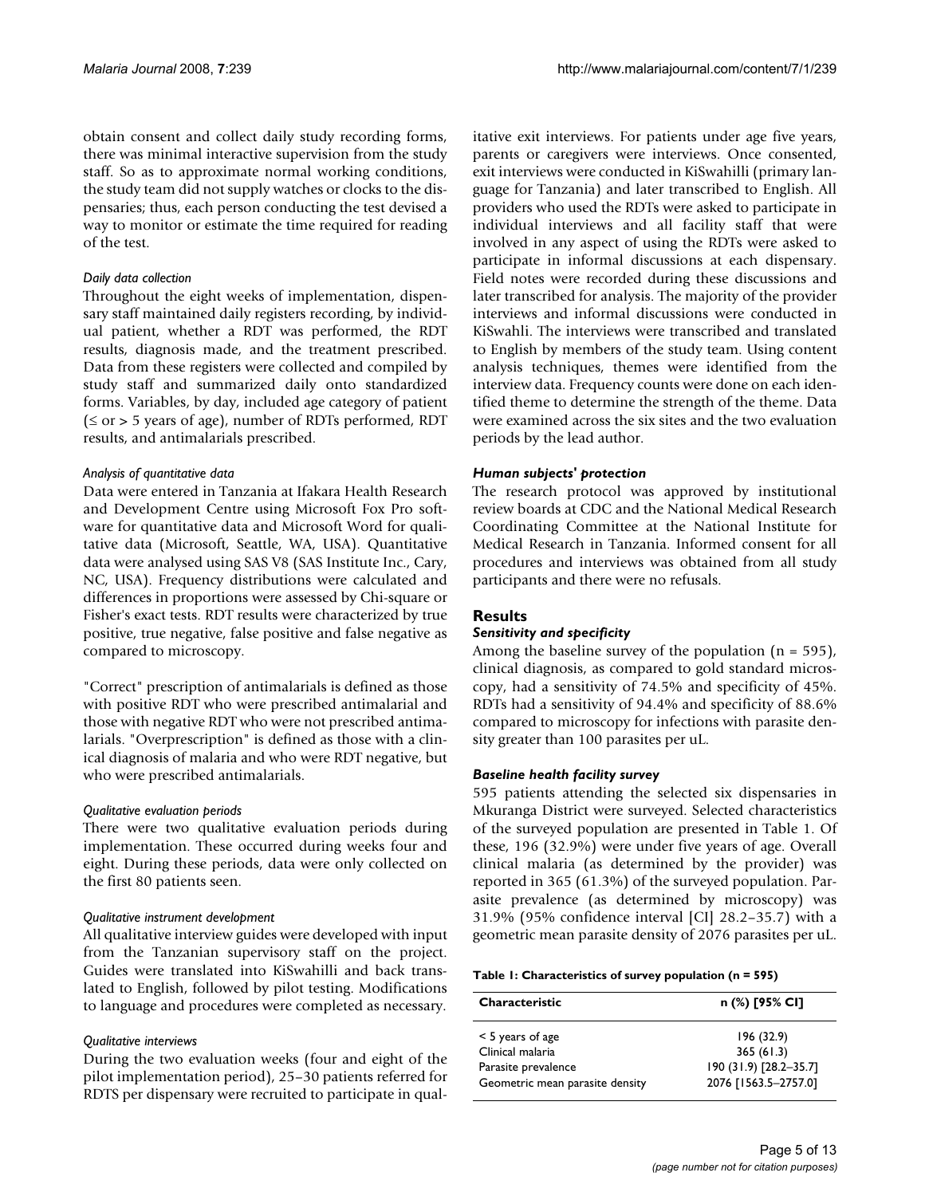obtain consent and collect daily study recording forms, there was minimal interactive supervision from the study staff. So as to approximate normal working conditions, the study team did not supply watches or clocks to the dispensaries; thus, each person conducting the test devised a way to monitor or estimate the time required for reading of the test.

#### *Daily data collection*

Throughout the eight weeks of implementation, dispensary staff maintained daily registers recording, by individual patient, whether a RDT was performed, the RDT results, diagnosis made, and the treatment prescribed. Data from these registers were collected and compiled by study staff and summarized daily onto standardized forms. Variables, by day, included age category of patient (≤ or > 5 years of age), number of RDTs performed, RDT results, and antimalarials prescribed.

#### *Analysis of quantitative data*

Data were entered in Tanzania at Ifakara Health Research and Development Centre using Microsoft Fox Pro software for quantitative data and Microsoft Word for qualitative data (Microsoft, Seattle, WA, USA). Quantitative data were analysed using SAS V8 (SAS Institute Inc., Cary, NC, USA). Frequency distributions were calculated and differences in proportions were assessed by Chi-square or Fisher's exact tests. RDT results were characterized by true positive, true negative, false positive and false negative as compared to microscopy.

"Correct" prescription of antimalarials is defined as those with positive RDT who were prescribed antimalarial and those with negative RDT who were not prescribed antimalarials. "Overprescription" is defined as those with a clinical diagnosis of malaria and who were RDT negative, but who were prescribed antimalarials.

#### *Qualitative evaluation periods*

There were two qualitative evaluation periods during implementation. These occurred during weeks four and eight. During these periods, data were only collected on the first 80 patients seen.

#### *Qualitative instrument development*

All qualitative interview guides were developed with input from the Tanzanian supervisory staff on the project. Guides were translated into KiSwahilli and back translated to English, followed by pilot testing. Modifications to language and procedures were completed as necessary.

#### *Qualitative interviews*

During the two evaluation weeks (four and eight of the pilot implementation period), 25–30 patients referred for RDTS per dispensary were recruited to participate in qualitative exit interviews. For patients under age five years, parents or caregivers were interviews. Once consented, exit interviews were conducted in KiSwahilli (primary language for Tanzania) and later transcribed to English. All providers who used the RDTs were asked to participate in individual interviews and all facility staff that were involved in any aspect of using the RDTs were asked to participate in informal discussions at each dispensary. Field notes were recorded during these discussions and later transcribed for analysis. The majority of the provider interviews and informal discussions were conducted in KiSwahli. The interviews were transcribed and translated to English by members of the study team. Using content analysis techniques, themes were identified from the interview data. Frequency counts were done on each identified theme to determine the strength of the theme. Data were examined across the six sites and the two evaluation periods by the lead author.

### *Human subjects' protection*

The research protocol was approved by institutional review boards at CDC and the National Medical Research Coordinating Committee at the National Institute for Medical Research in Tanzania. Informed consent for all procedures and interviews was obtained from all study participants and there were no refusals.

## Results

### *Sensitivity and specificity*

Among the baseline survey of the population (n = 595), clinical diagnosis, as compared to gold standard microscopy, had a sensitivity of 74.5% and specificity of 45%. RDTs had a sensitivity of 94.4% and specificity of 88.6% compared to microscopy for infections with parasite density greater than 100 parasites per uL.

### *Baseline health facility survey*

595 patients attending the selected six dispensaries in Mkuranga District were surveyed. Selected characteristics of the surveyed population are presented in Table 1. Of these, 196 (32.9%) were under five years of age. Overall clinical malaria (as determined by the provider) was reported in 365 (61.3%) of the surveyed population. Parasite prevalence (as determined by microscopy) was 31.9% (95% confidence interval [CI] 28.2–35.7) with a geometric mean parasite density of 2076 parasites per uL.

**Table 1: Characteristics of survey population (n = 595)**

| Characteristic | n (%) [95% CI] |
|---|---|
| < 5 years of age | 196 (32.9) |
| Clinical malaria | 365 (61.3) |
| Parasite prevalence | 190 (31.9) [28.2–35.7] |
| Geometric mean parasite density | 2076 [1563.5–2757.0] |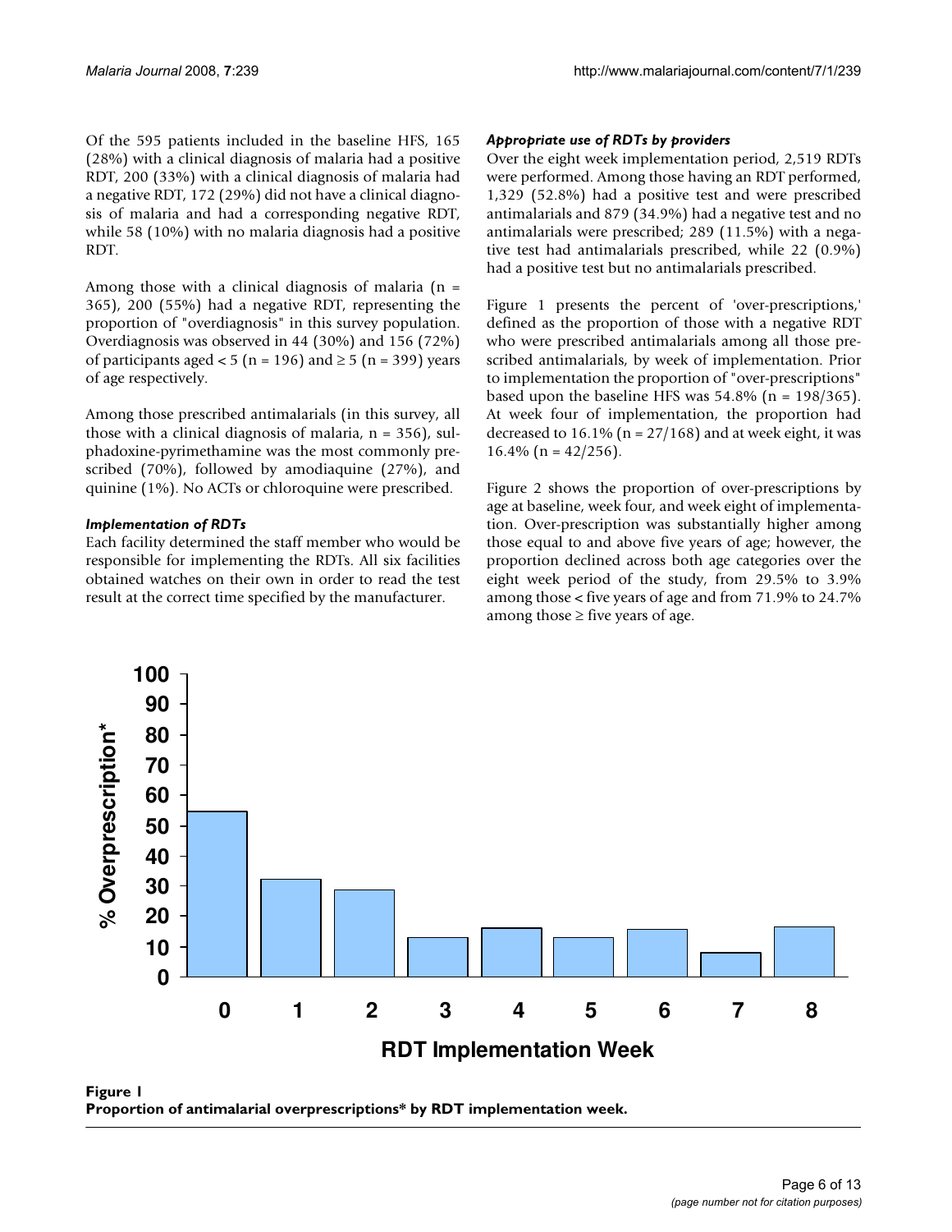Of the 595 patients included in the baseline HFS, 165 (28%) with a clinical diagnosis of malaria had a positive RDT, 200 (33%) with a clinical diagnosis of malaria had a negative RDT, 172 (29%) did not have a clinical diagnosis of malaria and had a corresponding negative RDT, while 58 (10%) with no malaria diagnosis had a positive RDT.

Among those with a clinical diagnosis of malaria (n = 365), 200 (55%) had a negative RDT, representing the proportion of "overdiagnosis" in this survey population. Overdiagnosis was observed in 44 (30%) and 156 (72%) of participants aged < 5 (n = 196) and ≥ 5 (n = 399) years of age respectively.

Among those prescribed antimalarials (in this survey, all those with a clinical diagnosis of malaria, n = 356), sulphadoxine-pyrimethamine was the most commonly prescribed (70%), followed by amodiaquine (27%), and quinine (1%). No ACTs or chloroquine were prescribed.

### *Implementation of RDTs*

Each facility determined the staff member who would be responsible for implementing the RDTs. All six facilities obtained watches on their own in order to read the test result at the correct time specified by the manufacturer.

### *Appropriate use of RDTs by providers*

Over the eight week implementation period, 2,519 RDTs were performed. Among those having an RDT performed, 1,329 (52.8%) had a positive test and were prescribed antimalarials and 879 (34.9%) had a negative test and no antimalarials were prescribed; 289 (11.5%) with a negative test had antimalarials prescribed, while 22 (0.9%) had a positive test but no antimalarials prescribed.

Figure 1 presents the percent of 'over-prescriptions,' defined as the proportion of those with a negative RDT who were prescribed antimalarials among all those prescribed antimalarials, by week of implementation. Prior to implementation the proportion of "over-prescriptions" based upon the baseline HFS was 54.8% (n = 198/365). At week four of implementation, the proportion had decreased to 16.1% (n = 27/168) and at week eight, it was 16.4% (n = 42/256).

Figure 2 shows the proportion of over-prescriptions by age at baseline, week four, and week eight of implementation. Over-prescription was substantially higher among those equal to and above five years of age; however, the proportion declined across both age categories over the eight week period of the study, from 29.5% to 3.9% among those < five years of age and from 71.9% to 24.7% among those ≥ five years of age.

**Figure 1**
**Proportion of antimalarial overprescriptions* by RDT implementation week.**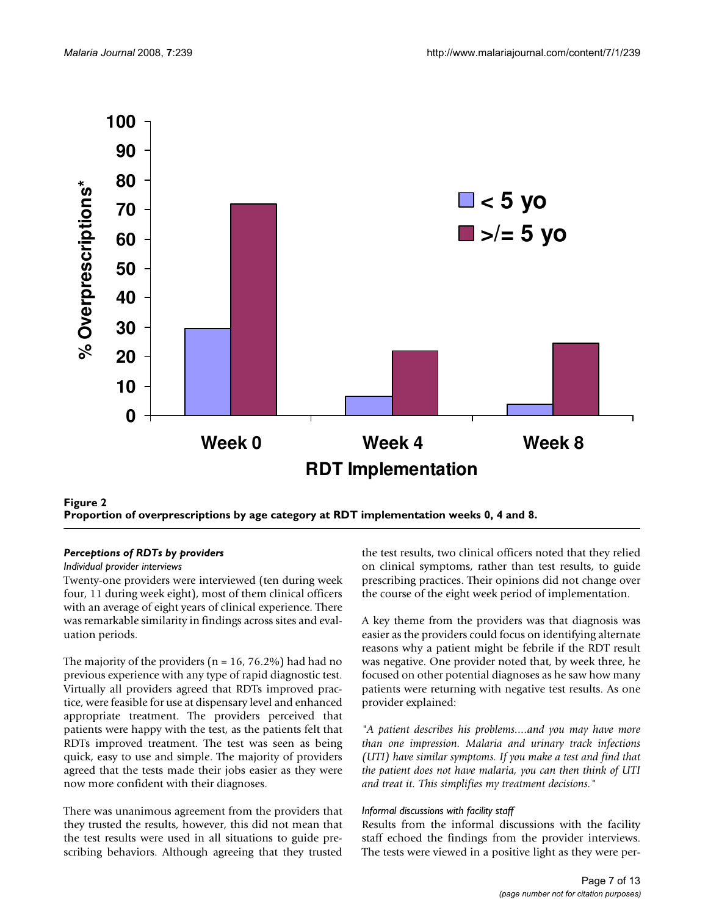**Figure 2**
**Proportion of overprescriptions by age category at RDT implementation weeks 0, 4 and 8.**

### *Perceptions of RDTs by providers*

#### *Individual provider interviews*

Twenty-one providers were interviewed (ten during week four, 11 during week eight), most of them clinical officers with an average of eight years of clinical experience. There was remarkable similarity in findings across sites and evaluation periods.

The majority of the providers (n = 16, 76.2%) had had no previous experience with any type of rapid diagnostic test. Virtually all providers agreed that RDTs improved practice, were feasible for use at dispensary level and enhanced appropriate treatment. The providers perceived that patients were happy with the test, as the patients felt that RDTs improved treatment. The test was seen as being quick, easy to use and simple. The majority of providers agreed that the tests made their jobs easier as they were now more confident with their diagnoses.

There was unanimous agreement from the providers that they trusted the results, however, this did not mean that the test results were used in all situations to guide prescribing behaviors. Although agreeing that they trusted the test results, two clinical officers noted that they relied on clinical symptoms, rather than test results, to guide prescribing practices. Their opinions did not change over the course of the eight week period of implementation.

A key theme from the providers was that diagnosis was easier as the providers could focus on identifying alternate reasons why a patient might be febrile if the RDT result was negative. One provider noted that, by week three, he focused on other potential diagnoses as he saw how many patients were returning with negative test results. As one provider explained:

*"A patient describes his problems....and you may have more than one impression. Malaria and urinary track infections (UTI) have similar symptoms. If you make a test and find that the patient does not have malaria, you can then think of UTI and treat it. This simplifies my treatment decisions."*

#### *Informal discussions with facility staff*

Results from the informal discussions with the facility staff echoed the findings from the provider interviews. The tests were viewed in a positive light as they were per-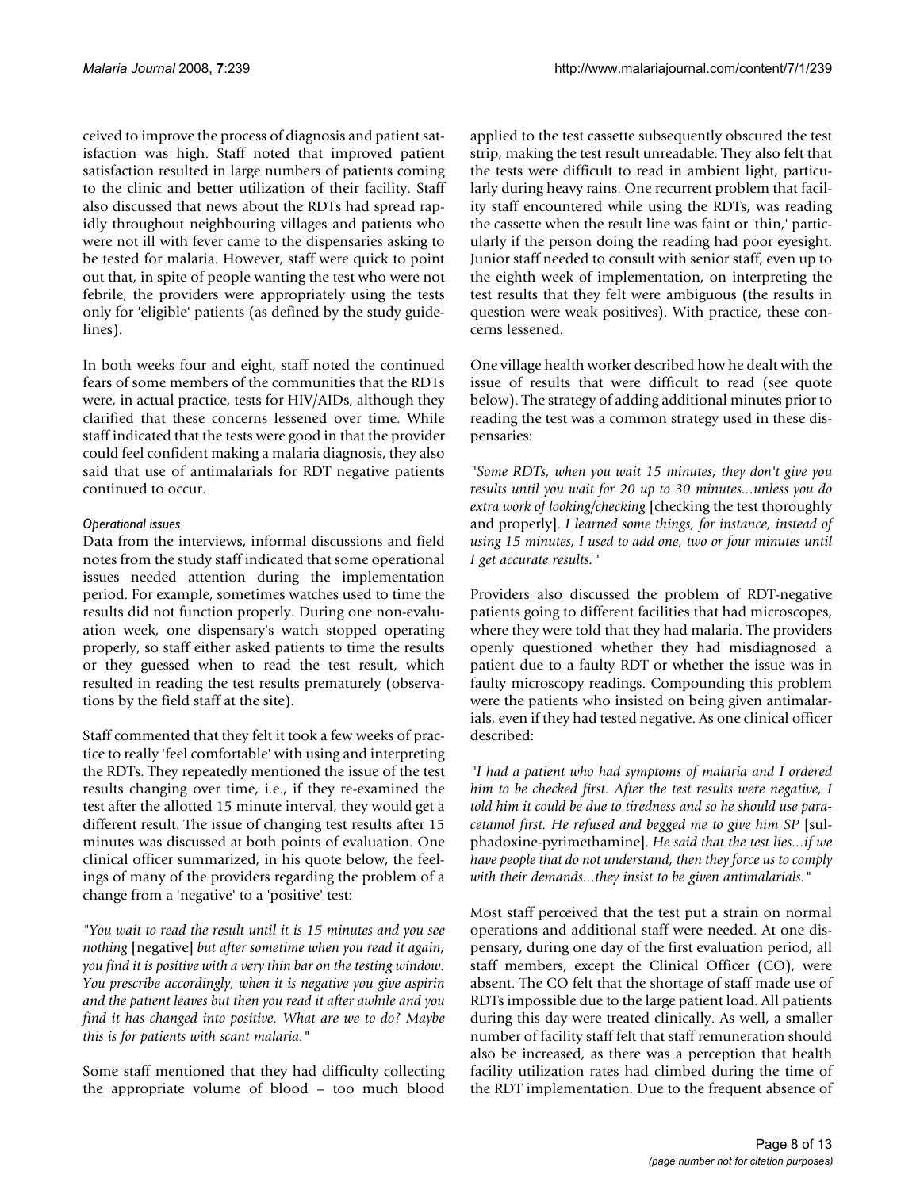ceived to improve the process of diagnosis and patient satisfaction was high. Staff noted that improved patient satisfaction resulted in large numbers of patients coming to the clinic and better utilization of their facility. Staff also discussed that news about the RDTs had spread rapidly throughout neighbouring villages and patients who were not ill with fever came to the dispensaries asking to be tested for malaria. However, staff were quick to point out that, in spite of people wanting the test who were not febrile, the providers were appropriately using the tests only for 'eligible' patients (as defined by the study guidelines).

In both weeks four and eight, staff noted the continued fears of some members of the communities that the RDTs were, in actual practice, tests for HIV/AIDs, although they clarified that these concerns lessened over time. While staff indicated that the tests were good in that the provider could feel confident making a malaria diagnosis, they also said that use of antimalarials for RDT negative patients continued to occur.

*Operational issues*

Data from the interviews, informal discussions and field notes from the study staff indicated that some operational issues needed attention during the implementation period. For example, sometimes watches used to time the results did not function properly. During one non-evaluation week, one dispensary's watch stopped operating properly, so staff either asked patients to time the results or they guessed when to read the test result, which resulted in reading the test results prematurely (observations by the field staff at the site).

Staff commented that they felt it took a few weeks of practice to really 'feel comfortable' with using and interpreting the RDTs. They repeatedly mentioned the issue of the test results changing over time, i.e., if they re-examined the test after the allotted 15 minute interval, they would get a different result. The issue of changing test results after 15 minutes was discussed at both points of evaluation. One clinical officer summarized, in his quote below, the feelings of many of the providers regarding the problem of a change from a 'negative' to a 'positive' test:

*"You wait to read the result until it is 15 minutes and you see nothing* [negative] *but after sometime when you read it again, you find it is positive with a very thin bar on the testing window. You prescribe accordingly, when it is negative you give aspirin and the patient leaves but then you read it after awhile and you find it has changed into positive. What are we to do? Maybe this is for patients with scant malaria."*

Some staff mentioned that they had difficulty collecting the appropriate volume of blood – too much blood applied to the test cassette subsequently obscured the test strip, making the test result unreadable. They also felt that the tests were difficult to read in ambient light, particularly during heavy rains. One recurrent problem that facility staff encountered while using the RDTs, was reading the cassette when the result line was faint or 'thin,' particularly if the person doing the reading had poor eyesight. Junior staff needed to consult with senior staff, even up to the eighth week of implementation, on interpreting the test results that they felt were ambiguous (the results in question were weak positives). With practice, these concerns lessened.

One village health worker described how he dealt with the issue of results that were difficult to read (see quote below). The strategy of adding additional minutes prior to reading the test was a common strategy used in these dispensaries:

*"Some RDTs, when you wait 15 minutes, they don't give you results until you wait for 20 up to 30 minutes...unless you do extra work of looking/checking* [checking the test thoroughly and properly]. *I learned some things, for instance, instead of using 15 minutes, I used to add one, two or four minutes until I get accurate results."*

Providers also discussed the problem of RDT-negative patients going to different facilities that had microscopes, where they were told that they had malaria. The providers openly questioned whether they had misdiagnosed a patient due to a faulty RDT or whether the issue was in faulty microscopy readings. Compounding this problem were the patients who insisted on being given antimalarials, even if they had tested negative. As one clinical officer described:

*"I had a patient who had symptoms of malaria and I ordered him to be checked first. After the test results were negative, I told him it could be due to tiredness and so he should use paracetamol first. He refused and begged me to give him SP* [sulphadoxine-pyrimethamine]. *He said that the test lies...if we have people that do not understand, then they force us to comply with their demands...they insist to be given antimalarials."*

Most staff perceived that the test put a strain on normal operations and additional staff were needed. At one dispensary, during one day of the first evaluation period, all staff members, except the Clinical Officer (CO), were absent. The CO felt that the shortage of staff made use of RDTs impossible due to the large patient load. All patients during this day were treated clinically. As well, a smaller number of facility staff felt that staff remuneration should also be increased, as there was a perception that health facility utilization rates had climbed during the time of the RDT implementation. Due to the frequent absence of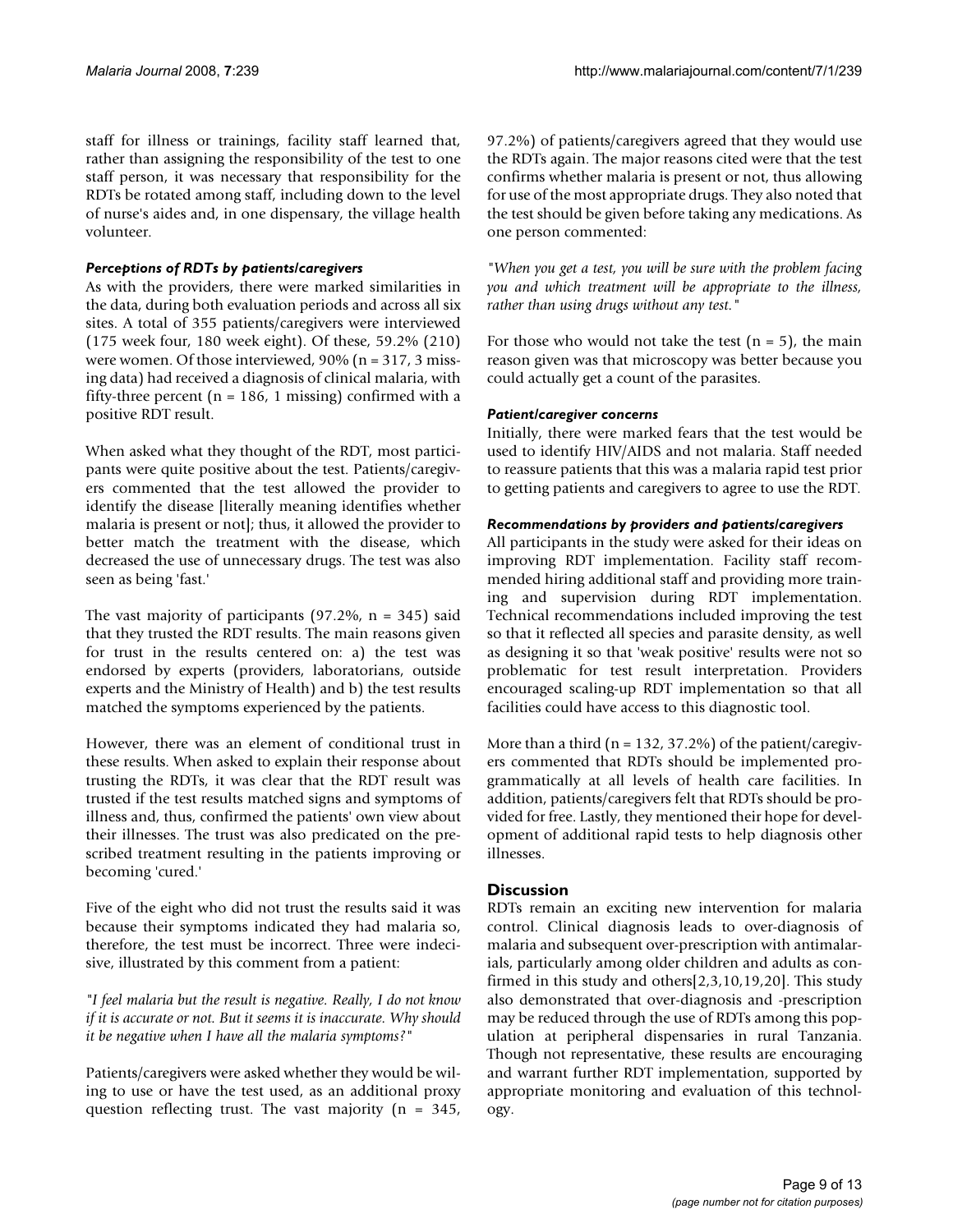staff for illness or trainings, facility staff learned that, rather than assigning the responsibility of the test to one staff person, it was necessary that responsibility for the RDTs be rotated among staff, including down to the level of nurse's aides and, in one dispensary, the village health volunteer.

### *Perceptions of RDTs by patients/caregivers*

As with the providers, there were marked similarities in the data, during both evaluation periods and across all six sites. A total of 355 patients/caregivers were interviewed (175 week four, 180 week eight). Of these, 59.2% (210) were women. Of those interviewed, 90% (n = 317, 3 missing data) had received a diagnosis of clinical malaria, with fifty-three percent (n = 186, 1 missing) confirmed with a positive RDT result.

When asked what they thought of the RDT, most participants were quite positive about the test. Patients/caregivers commented that the test allowed the provider to identify the disease [literally meaning identifies whether malaria is present or not]; thus, it allowed the provider to better match the treatment with the disease, which decreased the use of unnecessary drugs. The test was also seen as being 'fast.'

The vast majority of participants (97.2%, n = 345) said that they trusted the RDT results. The main reasons given for trust in the results centered on: a) the test was endorsed by experts (providers, laboratorians, outside experts and the Ministry of Health) and b) the test results matched the symptoms experienced by the patients.

However, there was an element of conditional trust in these results. When asked to explain their response about trusting the RDTs, it was clear that the RDT result was trusted if the test results matched signs and symptoms of illness and, thus, confirmed the patients' own view about their illnesses. The trust was also predicated on the prescribed treatment resulting in the patients improving or becoming 'cured.'

Five of the eight who did not trust the results said it was because their symptoms indicated they had malaria so, therefore, the test must be incorrect. Three were indecisive, illustrated by this comment from a patient:

*"I feel malaria but the result is negative. Really, I do not know if it is accurate or not. But it seems it is inaccurate. Why should it be negative when I have all the malaria symptoms?"*

Patients/caregivers were asked whether they would be willing to use or have the test used, as an additional proxy question reflecting trust. The vast majority (n = 345, 97.2%) of patients/caregivers agreed that they would use the RDTs again. The major reasons cited were that the test confirms whether malaria is present or not, thus allowing for use of the most appropriate drugs. They also noted that the test should be given before taking any medications. As one person commented:

*"When you get a test, you will be sure with the problem facing you and which treatment will be appropriate to the illness, rather than using drugs without any test."*

For those who would not take the test (n = 5), the main reason given was that microscopy was better because you could actually get a count of the parasites.

### *Patient/caregiver concerns*

Initially, there were marked fears that the test would be used to identify HIV/AIDS and not malaria. Staff needed to reassure patients that this was a malaria rapid test prior to getting patients and caregivers to agree to use the RDT.

### *Recommendations by providers and patients/caregivers*

All participants in the study were asked for their ideas on improving RDT implementation. Facility staff recommended hiring additional staff and providing more training and supervision during RDT implementation. Technical recommendations included improving the test so that it reflected all species and parasite density, as well as designing it so that 'weak positive' results were not so problematic for test result interpretation. Providers encouraged scaling-up RDT implementation so that all facilities could have access to this diagnostic tool.

More than a third (n = 132, 37.2%) of the patient/caregivers commented that RDTs should be implemented programmatically at all levels of health care facilities. In addition, patients/caregivers felt that RDTs should be provided for free. Lastly, they mentioned their hope for development of additional rapid tests to help diagnosis other illnesses.

## Discussion

RDTs remain an exciting new intervention for malaria control. Clinical diagnosis leads to over-diagnosis of malaria and subsequent over-prescription with antimalarials, particularly among older children and adults as confirmed in this study and others[2,3,10,19,20]. This study also demonstrated that over-diagnosis and -prescription may be reduced through the use of RDTs among this population at peripheral dispensaries in rural Tanzania. Though not representative, these results are encouraging and warrant further RDT implementation, supported by appropriate monitoring and evaluation of this technology.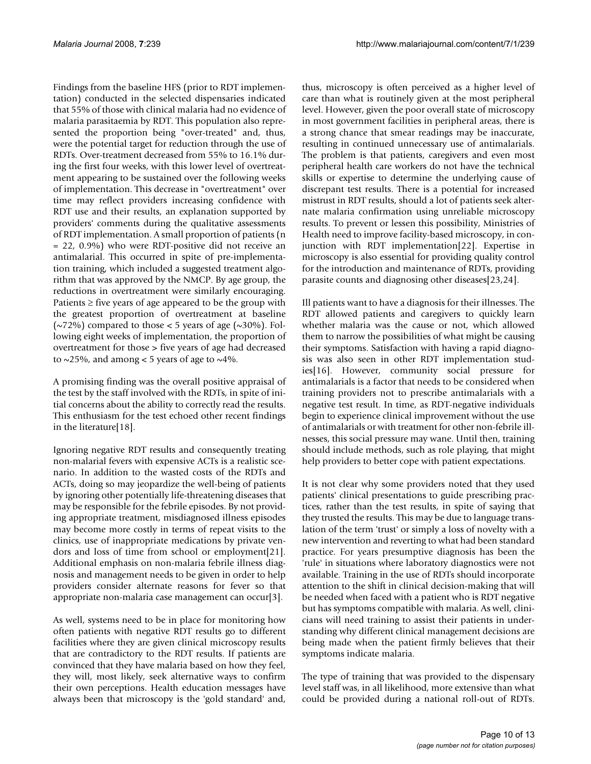Findings from the baseline HFS (prior to RDT implementation) conducted in the selected dispensaries indicated that 55% of those with clinical malaria had no evidence of malaria parasitaemia by RDT. This population also represented the proportion being "over-treated" and, thus, were the potential target for reduction through the use of RDTs. Over-treatment decreased from 55% to 16.1% during the first four weeks, with this lower level of overtreatment appearing to be sustained over the following weeks of implementation. This decrease in "overtreatment" over time may reflect providers increasing confidence with RDT use and their results, an explanation supported by providers' comments during the qualitative assessments of RDT implementation. A small proportion of patients (n = 22, 0.9%) who were RDT-positive did not receive an antimalarial. This occurred in spite of pre-implementation training, which included a suggested treatment algorithm that was approved by the NMCP. By age group, the reductions in overtreatment were similarly encouraging. Patients ≥ five years of age appeared to be the group with the greatest proportion of overtreatment at baseline (~72%) compared to those < 5 years of age (~30%). Following eight weeks of implementation, the proportion of overtreatment for those > five years of age had decreased to ~25%, and among < 5 years of age to ~4%.

A promising finding was the overall positive appraisal of the test by the staff involved with the RDTs, in spite of initial concerns about the ability to correctly read the results. This enthusiasm for the test echoed other recent findings in the literature[18].

Ignoring negative RDT results and consequently treating non-malarial fevers with expensive ACTs is a realistic scenario. In addition to the wasted costs of the RDTs and ACTs, doing so may jeopardize the well-being of patients by ignoring other potentially life-threatening diseases that may be responsible for the febrile episodes. By not providing appropriate treatment, misdiagnosed illness episodes may become more costly in terms of repeat visits to the clinics, use of inappropriate medications by private vendors and loss of time from school or employment[21]. Additional emphasis on non-malaria febrile illness diagnosis and management needs to be given in order to help providers consider alternate reasons for fever so that appropriate non-malaria case management can occur[3].

As well, systems need to be in place for monitoring how often patients with negative RDT results go to different facilities where they are given clinical microscopy results that are contradictory to the RDT results. If patients are convinced that they have malaria based on how they feel, they will, most likely, seek alternative ways to confirm their own perceptions. Health education messages have always been that microscopy is the 'gold standard' and, thus, microscopy is often perceived as a higher level of care than what is routinely given at the most peripheral level. However, given the poor overall state of microscopy in most government facilities in peripheral areas, there is a strong chance that smear readings may be inaccurate, resulting in continued unnecessary use of antimalarials. The problem is that patients, caregivers and even most peripheral health care workers do not have the technical skills or expertise to determine the underlying cause of discrepant test results. There is a potential for increased mistrust in RDT results, should a lot of patients seek alternate malaria confirmation using unreliable microscopy results. To prevent or lessen this possibility, Ministries of Health need to improve facility-based microscopy, in conjunction with RDT implementation[22]. Expertise in microscopy is also essential for providing quality control for the introduction and maintenance of RDTs, providing parasite counts and diagnosing other diseases[23,24].

Ill patients want to have a diagnosis for their illnesses. The RDT allowed patients and caregivers to quickly learn whether malaria was the cause or not, which allowed them to narrow the possibilities of what might be causing their symptoms. Satisfaction with having a rapid diagnosis was also seen in other RDT implementation studies[16]. However, community social pressure for antimalarials is a factor that needs to be considered when training providers not to prescribe antimalarials with a negative test result. In time, as RDT-negative individuals begin to experience clinical improvement without the use of antimalarials or with treatment for other non-febrile illnesses, this social pressure may wane. Until then, training should include methods, such as role playing, that might help providers to better cope with patient expectations.

It is not clear why some providers noted that they used patients' clinical presentations to guide prescribing practices, rather than the test results, in spite of saying that they trusted the results. This may be due to language translation of the term 'trust' or simply a loss of novelty with a new intervention and reverting to what had been standard practice. For years presumptive diagnosis has been the 'rule' in situations where laboratory diagnostics were not available. Training in the use of RDTs should incorporate attention to the shift in clinical decision-making that will be needed when faced with a patient who is RDT negative but has symptoms compatible with malaria. As well, clinicians will need training to assist their patients in understanding why different clinical management decisions are being made when the patient firmly believes that their symptoms indicate malaria.

The type of training that was provided to the dispensary level staff was, in all likelihood, more extensive than what could be provided during a national roll-out of RDTs.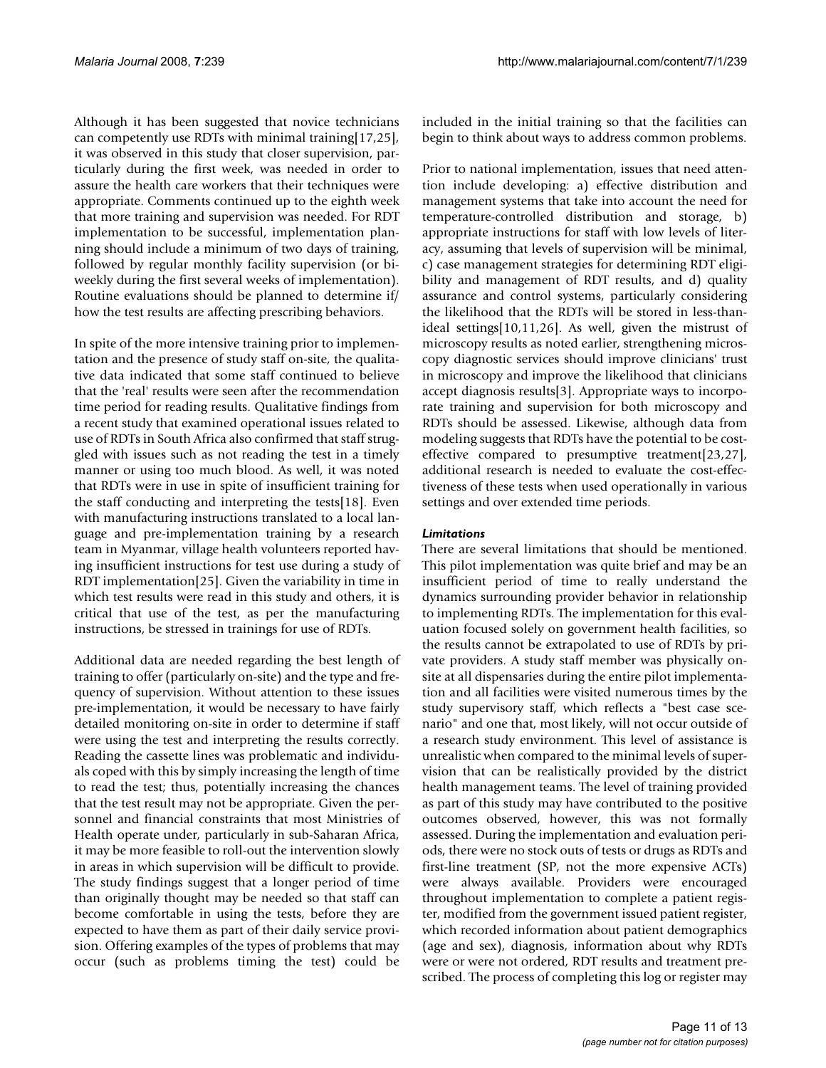Although it has been suggested that novice technicians can competently use RDTs with minimal training[17,25], it was observed in this study that closer supervision, particularly during the first week, was needed in order to assure the health care workers that their techniques were appropriate. Comments continued up to the eighth week that more training and supervision was needed. For RDT implementation to be successful, implementation planning should include a minimum of two days of training, followed by regular monthly facility supervision (or bi-weekly during the first several weeks of implementation). Routine evaluations should be planned to determine if/how the test results are affecting prescribing behaviors.

In spite of the more intensive training prior to implementation and the presence of study staff on-site, the qualitative data indicated that some staff continued to believe that the 'real' results were seen after the recommendation time period for reading results. Qualitative findings from a recent study that examined operational issues related to use of RDTs in South Africa also confirmed that staff struggled with issues such as not reading the test in a timely manner or using too much blood. As well, it was noted that RDTs were in use in spite of insufficient training for the staff conducting and interpreting the tests[18]. Even with manufacturing instructions translated to a local language and pre-implementation training by a research team in Myanmar, village health volunteers reported having insufficient instructions for test use during a study of RDT implementation[25]. Given the variability in time in which test results were read in this study and others, it is critical that use of the test, as per the manufacturing instructions, be stressed in trainings for use of RDTs.

Additional data are needed regarding the best length of training to offer (particularly on-site) and the type and frequency of supervision. Without attention to these issues pre-implementation, it would be necessary to have fairly detailed monitoring on-site in order to determine if staff were using the test and interpreting the results correctly. Reading the cassette lines was problematic and individuals coped with this by simply increasing the length of time to read the test; thus, potentially increasing the chances that the test result may not be appropriate. Given the personnel and financial constraints that most Ministries of Health operate under, particularly in sub-Saharan Africa, it may be more feasible to roll-out the intervention slowly in areas in which supervision will be difficult to provide. The study findings suggest that a longer period of time than originally thought may be needed so that staff can become comfortable in using the tests, before they are expected to have them as part of their daily service provision. Offering examples of the types of problems that may occur (such as problems timing the test) could be included in the initial training so that the facilities can begin to think about ways to address common problems.

Prior to national implementation, issues that need attention include developing: a) effective distribution and management systems that take into account the need for temperature-controlled distribution and storage, b) appropriate instructions for staff with low levels of literacy, assuming that levels of supervision will be minimal, c) case management strategies for determining RDT eligibility and management of RDT results, and d) quality assurance and control systems, particularly considering the likelihood that the RDTs will be stored in less-than-ideal settings[10,11,26]. As well, given the mistrust of microscopy results as noted earlier, strengthening microscopy diagnostic services should improve clinicians' trust in microscopy and improve the likelihood that clinicians accept diagnosis results[3]. Appropriate ways to incorporate training and supervision for both microscopy and RDTs should be assessed. Likewise, although data from modeling suggests that RDTs have the potential to be cost-effective compared to presumptive treatment[23,27], additional research is needed to evaluate the cost-effectiveness of these tests when used operationally in various settings and over extended time periods.

### *Limitations*

There are several limitations that should be mentioned. This pilot implementation was quite brief and may be an insufficient period of time to really understand the dynamics surrounding provider behavior in relationship to implementing RDTs. The implementation for this evaluation focused solely on government health facilities, so the results cannot be extrapolated to use of RDTs by private providers. A study staff member was physically on-site at all dispensaries during the entire pilot implementation and all facilities were visited numerous times by the study supervisory staff, which reflects a "best case scenario" and one that, most likely, will not occur outside of a research study environment. This level of assistance is unrealistic when compared to the minimal levels of supervision that can be realistically provided by the district health management teams. The level of training provided as part of this study may have contributed to the positive outcomes observed, however, this was not formally assessed. During the implementation and evaluation periods, there were no stock outs of tests or drugs as RDTs and first-line treatment (SP, not the more expensive ACTs) were always available. Providers were encouraged throughout implementation to complete a patient register, modified from the government issued patient register, which recorded information about patient demographics (age and sex), diagnosis, information about why RDTs were or were not ordered, RDT results and treatment prescribed. The process of completing this log or register may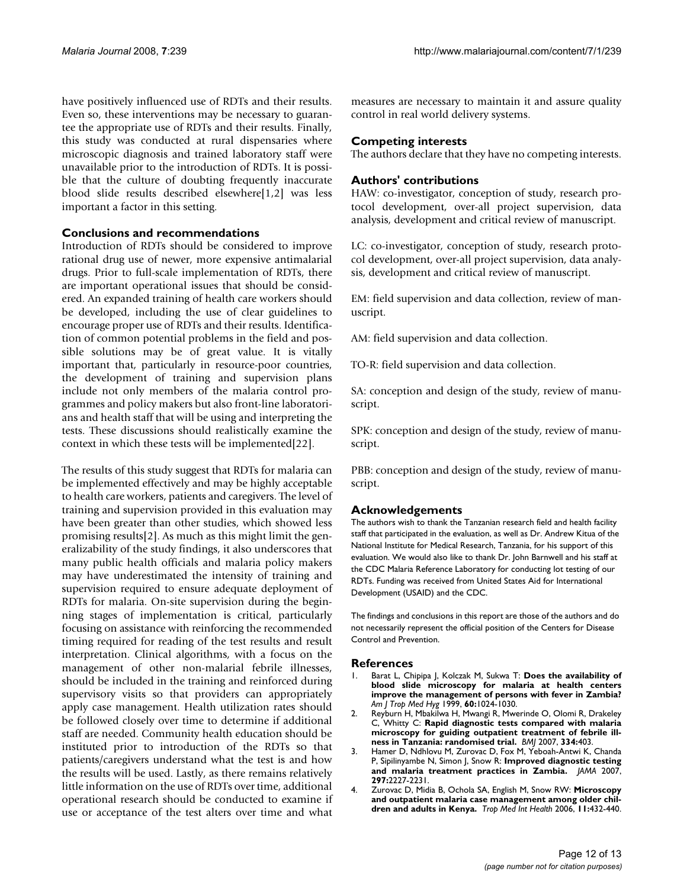have positively influenced use of RDTs and their results. Even so, these interventions may be necessary to guarantee the appropriate use of RDTs and their results. Finally, this study was conducted at rural dispensaries where microscopic diagnosis and trained laboratory staff were unavailable prior to the introduction of RDTs. It is possible that the culture of doubting frequently inaccurate blood slide results described elsewhere[1,2] was less important a factor in this setting.

## Conclusions and recommendations

Introduction of RDTs should be considered to improve rational drug use of newer, more expensive antimalarial drugs. Prior to full-scale implementation of RDTs, there are important operational issues that should be considered. An expanded training of health care workers should be developed, including the use of clear guidelines to encourage proper use of RDTs and their results. Identification of common potential problems in the field and possible solutions may be of great value. It is vitally important that, particularly in resource-poor countries, the development of training and supervision plans include not only members of the malaria control programmes and policy makers but also front-line laboratorians and health staff that will be using and interpreting the tests. These discussions should realistically examine the context in which these tests will be implemented[22].

The results of this study suggest that RDTs for malaria can be implemented effectively and may be highly acceptable to health care workers, patients and caregivers. The level of training and supervision provided in this evaluation may have been greater than other studies, which showed less promising results[2]. As much as this might limit the generalizability of the study findings, it also underscores that many public health officials and malaria policy makers may have underestimated the intensity of training and supervision required to ensure adequate deployment of RDTs for malaria. On-site supervision during the beginning stages of implementation is critical, particularly focusing on assistance with reinforcing the recommended timing required for reading of the test results and result interpretation. Clinical algorithms, with a focus on the management of other non-malarial febrile illnesses, should be included in the training and reinforced during supervisory visits so that providers can appropriately apply case management. Health utilization rates should be followed closely over time to determine if additional staff are needed. Community health education should be instituted prior to introduction of the RDTs so that patients/caregivers understand what the test is and how the results will be used. Lastly, as there remains relatively little information on the use of RDTs over time, additional operational research should be conducted to examine if use or acceptance of the test alters over time and what measures are necessary to maintain it and assure quality control in real world delivery systems.

## Competing interests

The authors declare that they have no competing interests.

## Authors' contributions

HAW: co-investigator, conception of study, research protocol development, over-all project supervision, data analysis, development and critical review of manuscript.

LC: co-investigator, conception of study, research protocol development, over-all project supervision, data analysis, development and critical review of manuscript.

EM: field supervision and data collection, review of manuscript.

AM: field supervision and data collection.

TO-R: field supervision and data collection.

SA: conception and design of the study, review of manuscript.

SPK: conception and design of the study, review of manuscript.

PBB: conception and design of the study, review of manuscript.

## Acknowledgements

The authors wish to thank the Tanzanian research field and health facility staff that participated in the evaluation, as well as Dr. Andrew Kitua of the National Institute for Medical Research, Tanzania, for his support of this evaluation. We would also like to thank Dr. John Barnwell and his staff at the CDC Malaria Reference Laboratory for conducting lot testing of our RDTs. Funding was received from United States Aid for International Development (USAID) and the CDC.

The findings and conclusions in this report are those of the authors and do not necessarily represent the official position of the Centers for Disease Control and Prevention.

## References

1. Barat L, Chipipa J, Kolczak M, Sukwa T: **Does the availability of blood slide microscopy for malaria at health centers improve the management of persons with fever in Zambia?** *Am J Trop Med Hyg* 1999, **60:**1024-1030.
2. Reyburn H, Mbakilwa H, Mwangi R, Mwerinde O, Olomi R, Drakeley C, Whitty C: **Rapid diagnostic tests compared with malaria microscopy for guiding outpatient treatment of febrile illness in Tanzania: randomised trial.** *BMJ* 2007, **334:**403.
3. Hamer D, Ndhlovu M, Zurovac D, Fox M, Yeboah-Antwi K, Chanda P, Sipilinyambe N, Simon J, Snow R: **Improved diagnostic testing and malaria treatment practices in Zambia.** *JAMA* 2007, **297:**2227-2231.
4. Zurovac D, Midia B, Ochola SA, English M, Snow RW: **Microscopy and outpatient malaria case management among older children and adults in Kenya.** *Trop Med Int Health* 2006, **11:**432-440.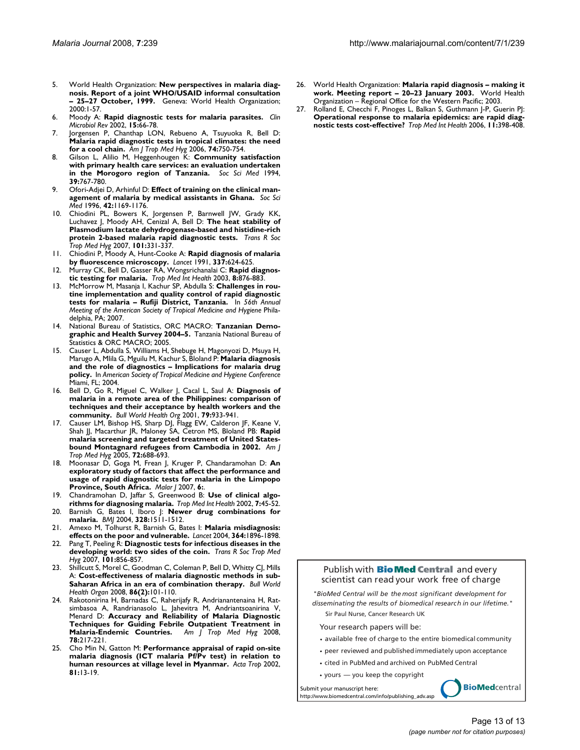5. World Health Organization: **New perspectives in malaria diagnosis. Report of a joint WHO/USAID informal consultation – 25–27 October, 1999.** Geneva: World Health Organization; 2000:1-57.
6. Moody A: **Rapid diagnostic tests for malaria parasites.** *Clin Microbiol Rev* 2002, **15:**66-78.
7. Jorgensen P, Chanthap LON, Rebueno A, Tsuyuoka R, Bell D: **Malaria rapid diagnostic tests in tropical climates: the need for a cool chain.** *Am J Trop Med Hyg* 2006, **74:**750-754.
8. Gilson L, Alilio M, Heggenhougen K: **Community satisfaction with primary health care services: an evaluation undertaken in the Morogoro region of Tanzania.** *Soc Sci Med* 1994, **39:**767-780.
9. Ofori-Adjei D, Arhinful D: **Effect of training on the clinical management of malaria by medical assistants in Ghana.** *Soc Sci Med* 1996, **42:**1169-1176.
10. Chiodini PL, Bowers K, Jorgensen P, Barnwell JW, Grady KK, Luchavez J, Moody AH, Cenizal A, Bell D: **The heat stability of Plasmodium lactate dehydrogenase-based and histidine-rich protein 2-based malaria rapid diagnostic tests.** *Trans R Soc Trop Med Hyg* 2007, **101:**331-337.
11. Chiodini P, Moody A, Hunt-Cooke A: **Rapid diagnosis of malaria by fluorescence microscopy.** *Lancet* 1991, **337:**624-625.
12. Murray CK, Bell D, Gasser RA, Wongsrichanalai C: **Rapid diagnostic testing for malaria.** *Trop Med Int Health* 2003, **8:**876-883.
13. McMorrow M, Masanja I, Kachur SP, Abdulla S: **Challenges in routine implementation and quality control of rapid diagnostic tests for malaria – Rufiji District, Tanzania.** In *56th Annual Meeting of the American Society of Tropical Medicine and Hygiene* Philadelphia, PA; 2007.
14. National Bureau of Statistics, ORC MACRO: **Tanzanian Demographic and Health Survey 2004–5.** Tanzania National Bureau of Statistics & ORC MACRO; 2005.
15. Causer L, Abdulla S, Williams H, Shebuge H, Magonyozi D, Msuya H, Marugo A, Mlila G, Mguilu M, Kachur S, Bloland P: **Malaria diagnosis and the role of diagnostics – Implications for malaria drug policy.** In *American Society of Tropical Medicine and Hygiene Conference* Miami, FL; 2004.
16. Bell D, Go R, Miguel C, Walker J, Cacal L, Saul A: **Diagnosis of malaria in a remote area of the Philippines: comparison of techniques and their acceptance by health workers and the community.** *Bull World Health Org* 2001, **79:**933-941.
17. Causer LM, Bishop HS, Sharp DJ, Flagg EW, Calderon JF, Keane V, Shah JJ, Macarthur JR, Maloney SA, Cetron MS, Bloland PB: **Rapid malaria screening and targeted treatment of United States-bound Montagnard refugees from Cambodia in 2002.** *Am J Trop Med Hyg* 2005, **72:**688-693.
18. Moonasar D, Goga M, Frean J, Kruger P, Chandaramohan D: **An exploratory study of factors that affect the performance and usage of rapid diagnostic tests for malaria in the Limpopo Province, South Africa.** *Malar J* 2007, **6:**.
19. Chandramohan D, Jaffar S, Greenwood B: **Use of clinical algorithms for diagnosing malaria.** *Trop Med Int Health* 2002, **7:**45-52.
20. Barnish G, Bates I, Iboro J: **Newer drug combinations for malaria.** *BMJ* 2004, **328:**1511-1512.
21. Amexo M, Tolhurst R, Barnish G, Bates I: **Malaria misdiagnosis: effects on the poor and vulnerable.** *Lancet* 2004, **364:**1896-1898.
22. Pang T, Peeling R: **Diagnostic tests for infectious diseases in the developing world: two sides of the coin.** *Trans R Soc Trop Med Hyg* 2007, **101:**856-857.
23. Shillcutt S, Morel C, Goodman C, Coleman P, Bell D, Whitty CJ, Mills A: **Cost-effectiveness of malaria diagnostic methods in sub-Saharan Africa in an era of combination therapy.** *Bull World Health Organ* 2008, **86(2):**101-110.
24. Rakotonirina H, Barnadas C, Raherijafy R, Andrianantenaina H, Ratsimbasoa A, Randrianasolo L, Jahevitra M, Andriantsoanirina V, Menard D: **Accuracy and Reliability of Malaria Diagnostic Techniques for Guiding Febrile Outpatient Treatment in Malaria-Endemic Countries.** *Am J Trop Med Hyg* 2008, **78:**217-221.
25. Cho Min N, Gatton M: **Performance appraisal of rapid on-site malaria diagnosis (ICT malaria Pf/Pv test) in relation to human resources at village level in Myanmar.** *Acta Trop* 2002, **81:**13-19.
26. World Health Organization: **Malaria rapid diagnosis – making it work. Meeting report – 20–23 January 2003.** World Health Organization – Regional Office for the Western Pacific; 2003.
27. Rolland E, Checchi F, Pinoges L, Balkan S, Guthmann J-P, Guerin PJ: **Operational response to malaria epidemics: are rapid diagnostic tests cost-effective?** *Trop Med Int Health* 2006, **11:**398-408.

Publish with **BioMed Central** and every scientist can read your work free of charge

*"BioMed Central will be the most significant development for disseminating the results of biomedical research in our lifetime."*

Sir Paul Nurse, Cancer Research UK

Your research papers will be:

- available free of charge to the entire biomedical community
- peer reviewed and published immediately upon acceptance
- cited in PubMed and archived on PubMed Central
- yours — you keep the copyright

Submit your manuscript here:
http://www.biomedcentral.com/info/publishing_adv.asp

**BioMed**central